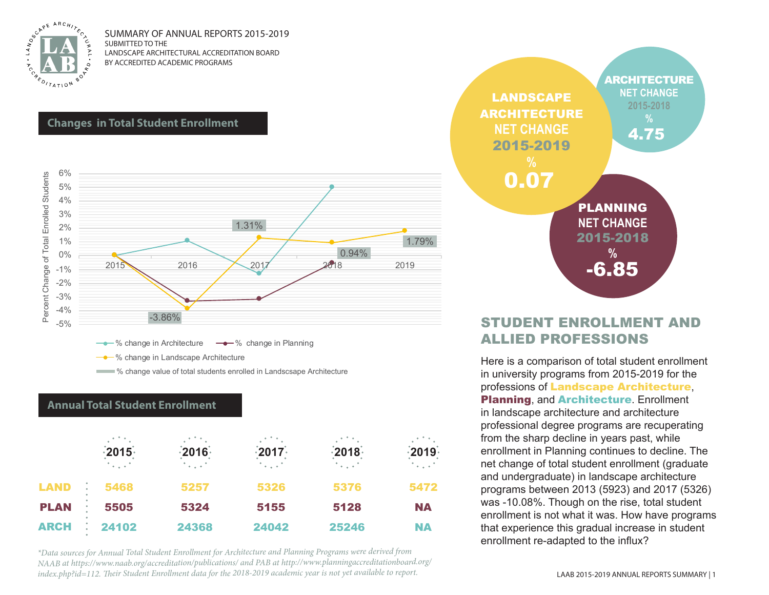SUMMARY OF ANNUAL REPORTS 2015-2019
SUBMITTED TO THE
LANDSCAPE ARCHITECTURAL ACCREDITATION BOARD
BY ACCREDITED ACADEMIC PROGRAMS

## Changes in Total Student Enrollment

Percent Change of Total Enrolled Students

| | 2015 | 2016 | 2017 | 2018 | 2019 |
|---|---|---|---|---|---|
| % change value of total students enrolled in Landscsape Architecture | | -3.86% | 1.31% | 0.94% | 1.79% |

- % change in Architecture
- % change in Planning
- % change in Landscape Architecture
- % change value of total students enrolled in Landscsape Architecture

## Annual Total Student Enrollment

| | 2015 | 2016 | 2017 | 2018 | 2019 |
|---|---|---|---|---|---|
| LAND | 5468 | 5257 | 5326 | 5376 | 5472 |
| PLAN | 5505 | 5324 | 5155 | 5128 | NA |
| ARCH | 24102 | 24368 | 24042 | 25246 | NA |

*Data sources for Annual Total Student Enrollment for Architecture and Planning Programs were derived from NAAB at https://www.naab.org/accreditation/publications/ and PAB at http://www.planningaccreditationboard.org/index.php?id=112. Their Student Enrollment data for the 2018-2019 academic year is not yet available to report.*

**LANDSCAPE ARCHITECTURE NET CHANGE 2015-2019 % 0.07**

**ARCHITECTURE NET CHANGE 2015-2018 % 4.75**

**PLANNING NET CHANGE 2015-2018 % -6.85**

## STUDENT ENROLLMENT AND ALLIED PROFESSIONS

Here is a comparison of total student enrollment in university programs from 2015-2019 for the professions of **Landscape Architecture**, **Planning**, and **Architecture**. Enrollment in landscape architecture and architecture professional degree programs are recuperating from the sharp decline in years past, while enrollment in Planning continues to decline. The net change of total student enrollment (graduate and undergraduate) in landscape architecture programs between 2013 (5923) and 2017 (5326) was -10.08%. Though on the rise, total student enrollment is not what it was. How have programs that experience this gradual increase in student enrollment re-adapted to the influx?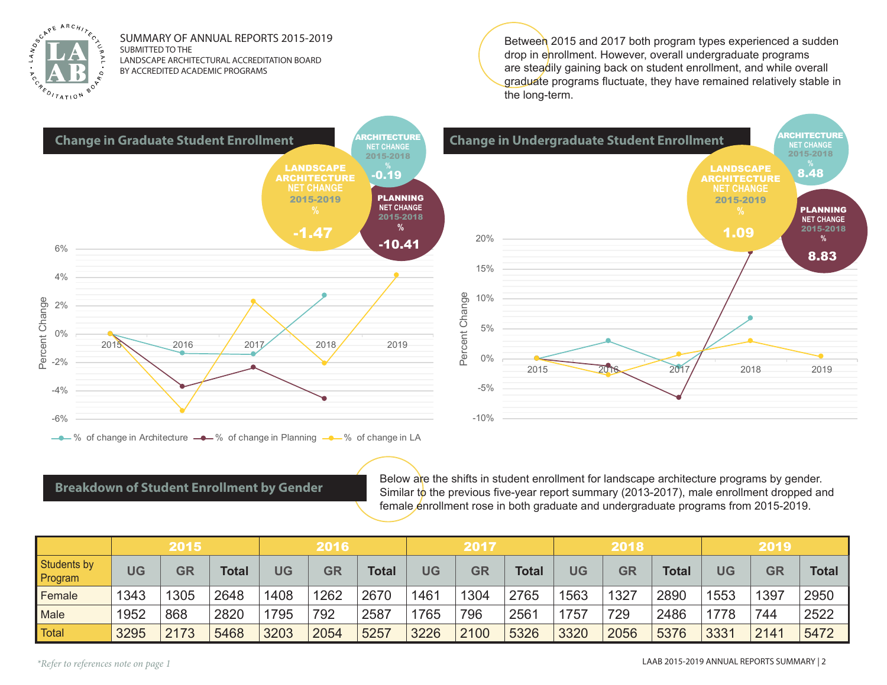SUMMARY OF ANNUAL REPORTS 2015-2019
SUBMITTED TO THE
LANDSCAPE ARCHITECTURAL ACCREDITATION BOARD
BY ACCREDITED ACADEMIC PROGRAMS

Between 2015 and 2017 both program types experienced a sudden drop in enrollment. However, overall undergraduate programs are steadily gaining back on student enrollment, and while overall graduate programs fluctuate, they have remained relatively stable in the long-term.

## Change in Graduate Student Enrollment

**LANDSCAPE ARCHITECTURE** NET CHANGE 2015-2019 %: **-1.47**

**ARCHITECTURE** NET CHANGE 2015-2018 %: **-0.19**

**PLANNING** NET CHANGE 2015-2018 %: **-10.41**

## Change in Undergraduate Student Enrollment

**LANDSCAPE ARCHITECTURE** NET CHANGE 2015-2019 %: **1.09**

**ARCHITECTURE** NET CHANGE 2015-2018 %: **8.48**

**PLANNING** NET CHANGE 2015-2018 %: **8.83**

## Breakdown of Student Enrollment by Gender

Below are the shifts in student enrollment for landscape architecture programs by gender. Similar to the previous five-year report summary (2013-2017), male enrollment dropped and female enrollment rose in both graduate and undergraduate programs from 2015-2019.

| | 2015 | | | 2016 | | | 2017 | | | 2018 | | | 2019 | | |
|---|---|---|---|---|---|---|---|---|---|---|---|---|---|---|---|
| Students by Program | UG | GR | Total | UG | GR | Total | UG | GR | Total | UG | GR | Total | UG | GR | Total |
| Female | 1343 | 1305 | 2648 | 1408 | 1262 | 2670 | 1461 | 1304 | 2765 | 1563 | 1327 | 2890 | 1553 | 1397 | 2950 |
| Male | 1952 | 868 | 2820 | 1795 | 792 | 2587 | 1765 | 796 | 2561 | 1757 | 729 | 2486 | 1778 | 744 | 2522 |
| Total | 3295 | 2173 | 5468 | 3203 | 2054 | 5257 | 3226 | 2100 | 5326 | 3320 | 2056 | 5376 | 3331 | 2141 | 5472 |

*\*Refer to references note on page 1*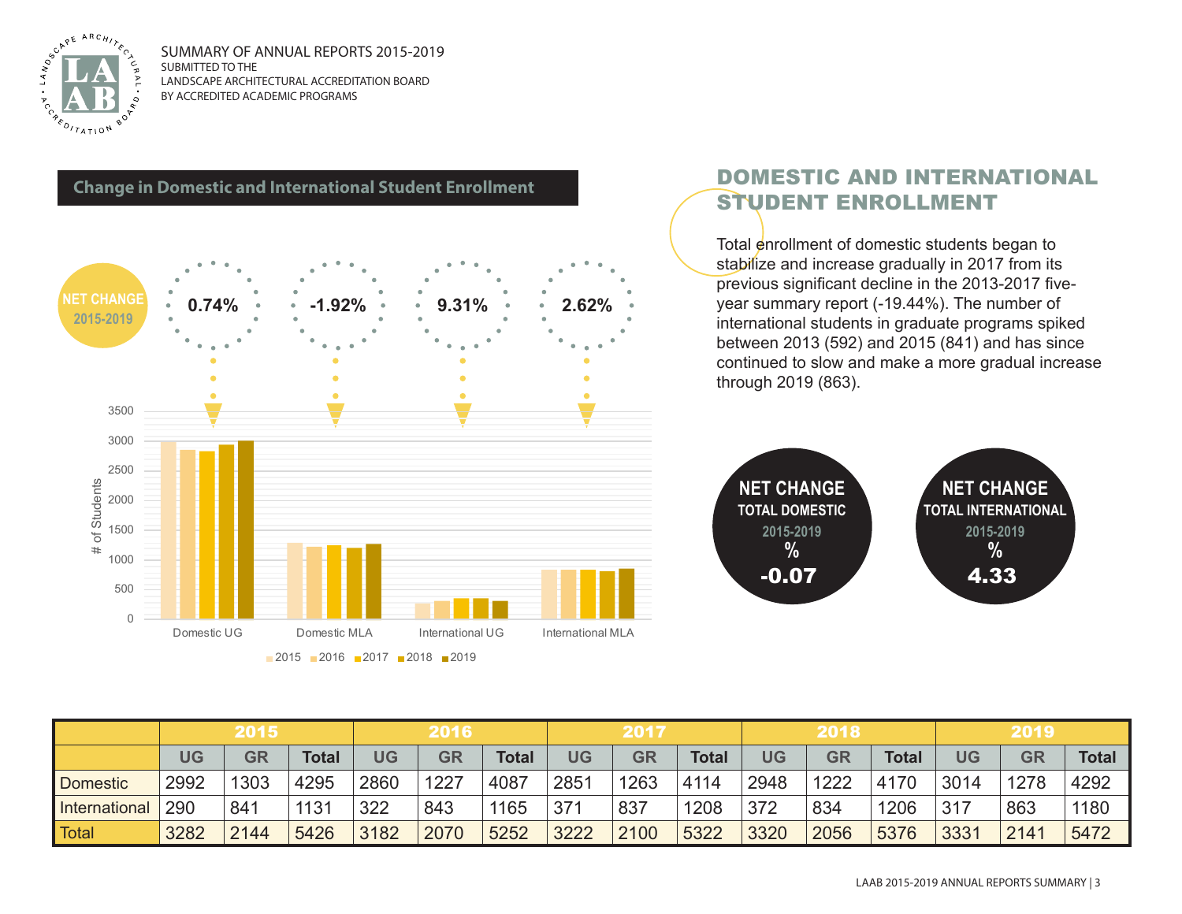SUMMARY OF ANNUAL REPORTS 2015-2019
SUBMITTED TO THE
LANDSCAPE ARCHITECTURAL ACCREDITATION BOARD
BY ACCREDITED ACADEMIC PROGRAMS

## Change in Domestic and International Student Enrollment

**NET CHANGE 2015-2019**

| Domestic UG | Domestic MLA | International UG | International MLA |
|---|---|---|---|
| 0.74% | -1.92% | 9.31% | 2.62% |

## DOMESTIC AND INTERNATIONAL STUDENT ENROLLMENT

Total enrollment of domestic students began to stabilize and increase gradually in 2017 from its previous significant decline in the 2013-2017 five-year summary report (-19.44%). The number of international students in graduate programs spiked between 2013 (592) and 2015 (841) and has since continued to slow and make a more gradual increase through 2019 (863).

**NET CHANGE TOTAL DOMESTIC 2015-2019 %** -0.07

**NET CHANGE TOTAL INTERNATIONAL 2015-2019 %** 4.33

| | 2015 | | | 2016 | | | 2017 | | | 2018 | | | 2019 | | |
|---|---|---|---|---|---|---|---|---|---|---|---|---|---|---|---|
| | UG | GR | Total | UG | GR | Total | UG | GR | Total | UG | GR | Total | UG | GR | Total |
| Domestic | 2992 | 1303 | 4295 | 2860 | 1227 | 4087 | 2851 | 1263 | 4114 | 2948 | 1222 | 4170 | 3014 | 1278 | 4292 |
| International | 290 | 841 | 1131 | 322 | 843 | 1165 | 371 | 837 | 1208 | 372 | 834 | 1206 | 317 | 863 | 1180 |
| Total | 3282 | 2144 | 5426 | 3182 | 2070 | 5252 | 3222 | 2100 | 5322 | 3320 | 2056 | 5376 | 3331 | 2141 | 5472 |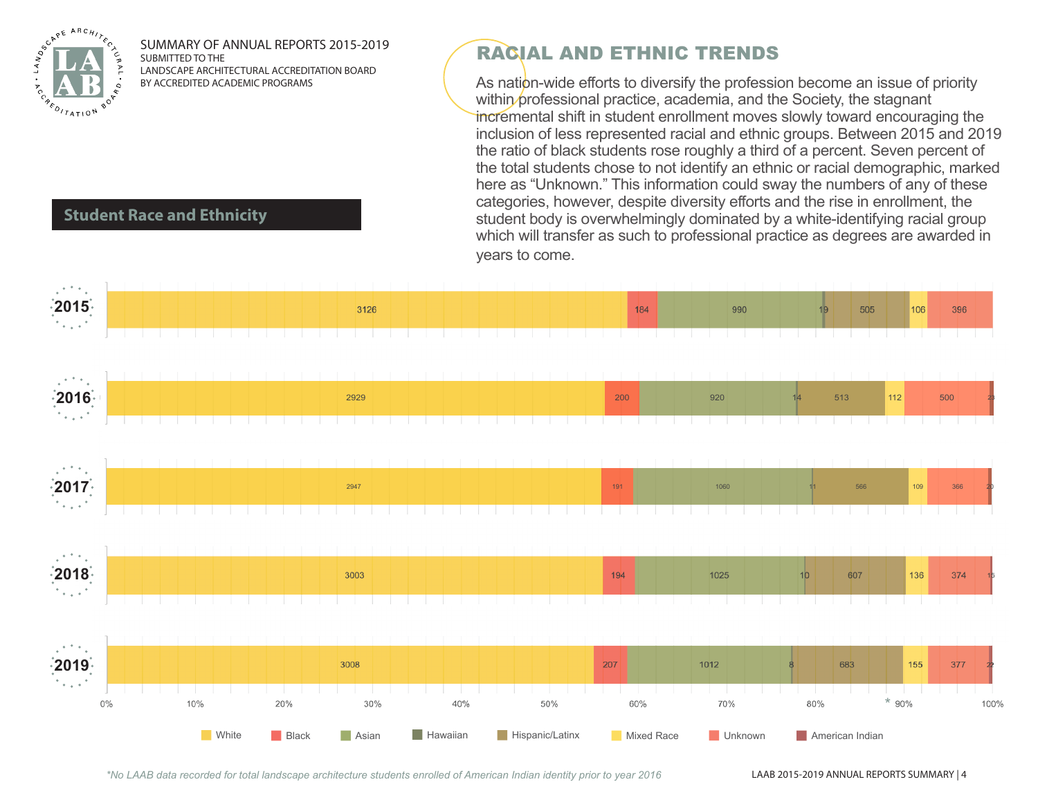SUMMARY OF ANNUAL REPORTS 2015-2019
SUBMITTED TO THE
LANDSCAPE ARCHITECTURAL ACCREDITATION BOARD
BY ACCREDITED ACADEMIC PROGRAMS

## RACIAL AND ETHNIC TRENDS

As nation-wide efforts to diversify the profession become an issue of priority within professional practice, academia, and the Society, the stagnant incremental shift in student enrollment moves slowly toward encouraging the inclusion of less represented racial and ethnic groups. Between 2015 and 2019 the ratio of black students rose roughly a third of a percent. Seven percent of the total students chose to not identify an ethnic or racial demographic, marked here as "Unknown." This information could sway the numbers of any of these categories, however, despite diversity efforts and the rise in enrollment, the student body is overwhelmingly dominated by a white-identifying racial group which will transfer as such to professional practice as degrees are awarded in years to come.

### Student Race and Ethnicity

| Year | White | Black | Asian | Hawaiian | Hispanic/Latinx | Mixed Race | Unknown | American Indian* |
|---|---|---|---|---|---|---|---|---|
| 2015 | 3126 | 184 | 990 | 19 | 505 | 106 | 396 | |
| 2016 | 2929 | 200 | 920 | 14 | 513 | 112 | 500 | 23 |
| 2017 | 2947 | 191 | 1060 | 11 | 566 | 109 | 366 | 20 |
| 2018 | 3003 | 194 | 1025 | 10 | 607 | 136 | 374 | 15 |
| 2019 | 3008 | 207 | 1012 | 8 | 683 | 155 | 377 | 22 |

*No LAAB data recorded for total landscape architecture students enrolled of American Indian identity prior to year 2016*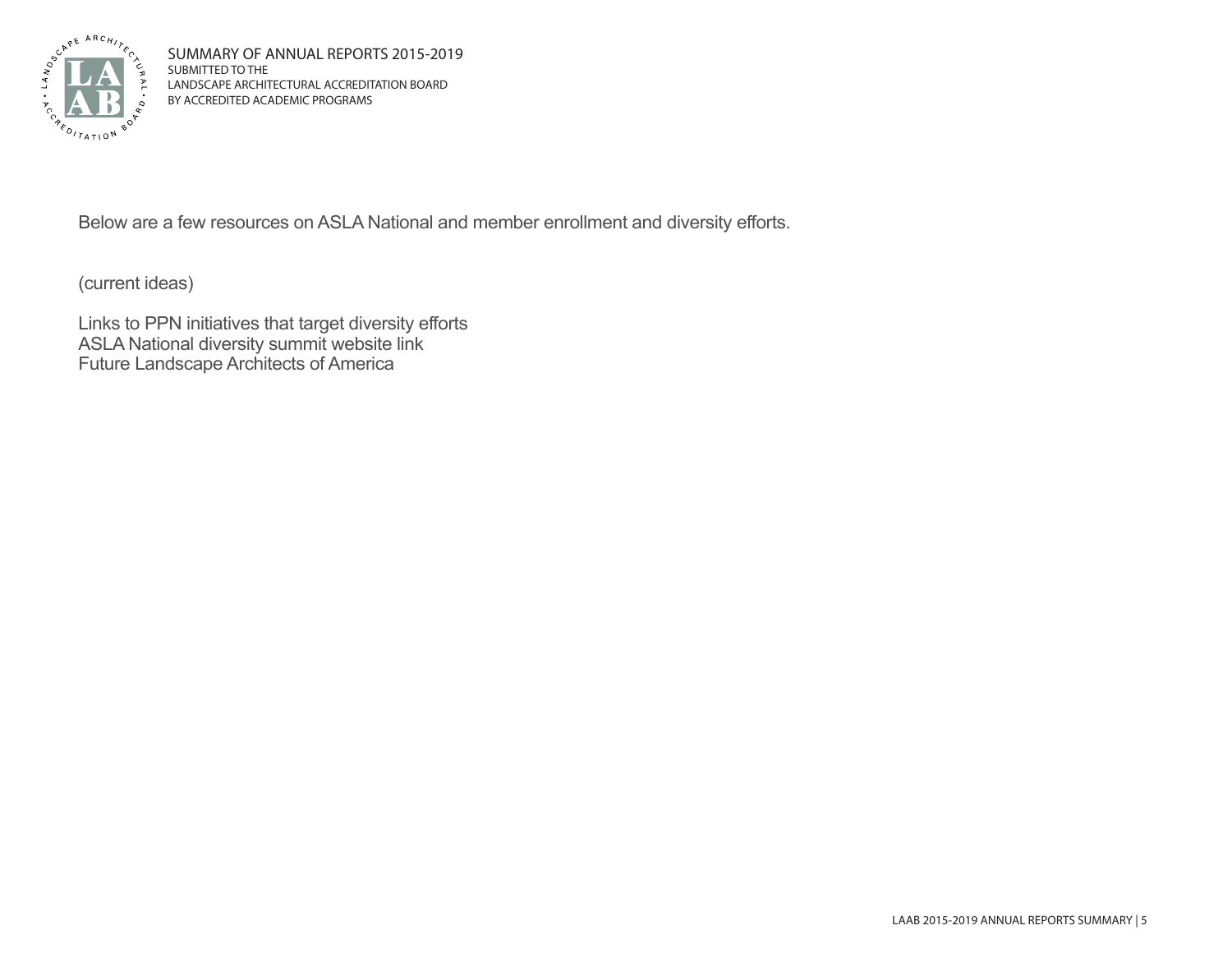Below are a few resources on ASLA National and member enrollment and diversity efforts.

(current ideas)

Links to PPN initiatives that target diversity efforts
ASLA National diversity summit website link
Future Landscape Architects of America